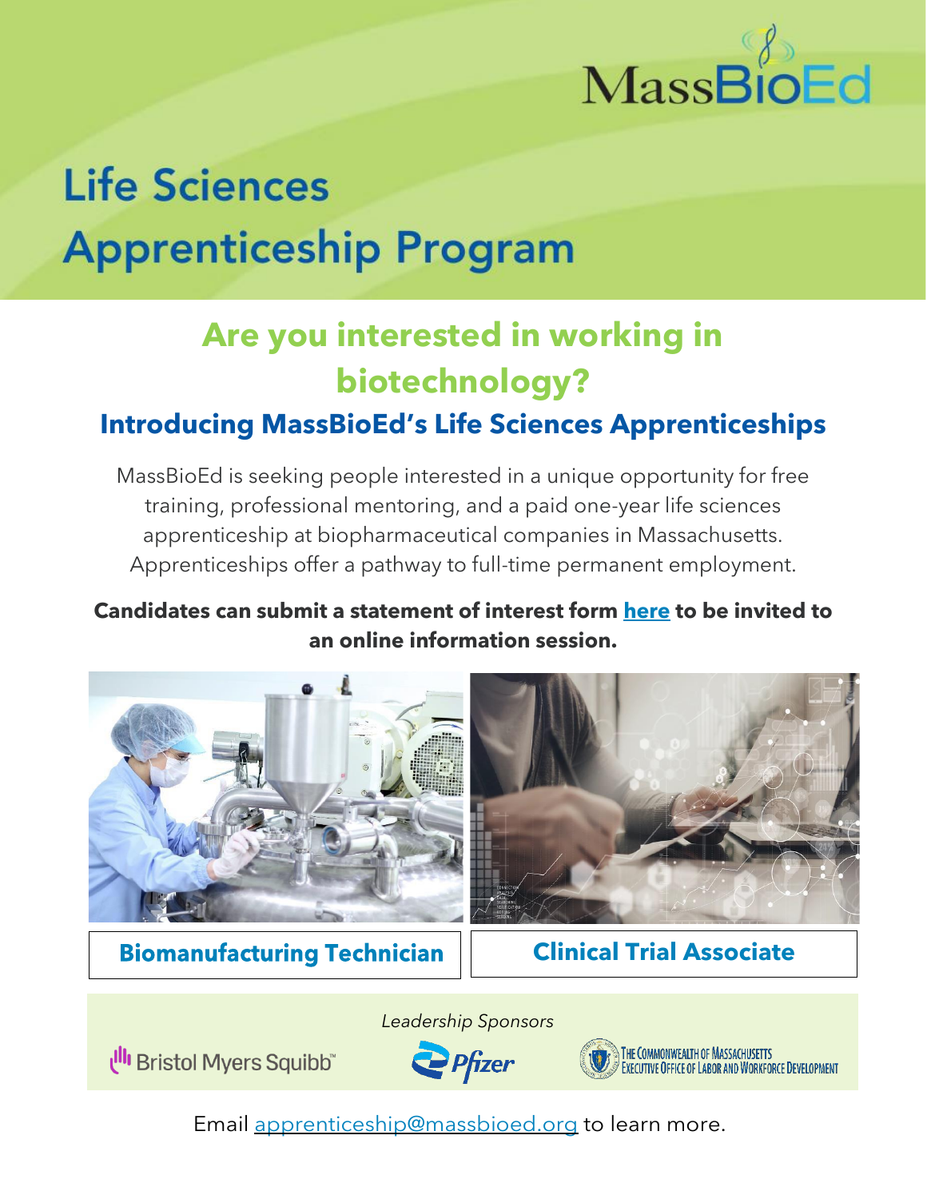MassBioEd

# Life Sciences Apprenticeship Program

## Are you interested in working in biotechnology?

### Introducing MassBioEd's Life Sciences Apprenticeships

MassBioEd is seeking people interested in a unique opportunity for free training, professional mentoring, and a paid one-year life sciences apprenticeship at biopharmaceutical companies in Massachusetts. Apprenticeships offer a pathway to full-time permanent employment.

**Candidates can submit a statement of interest form here to be invited to an online information session.**

**Biomanufacturing Technician**

**Clinical Trial Associate**

*Leadership Sponsors*

Bristol Myers Squibb™

Pfizer

The Commonwealth of Massachusetts Executive Office of Labor and Workforce Development

Email apprenticeship@massbioed.org to learn more.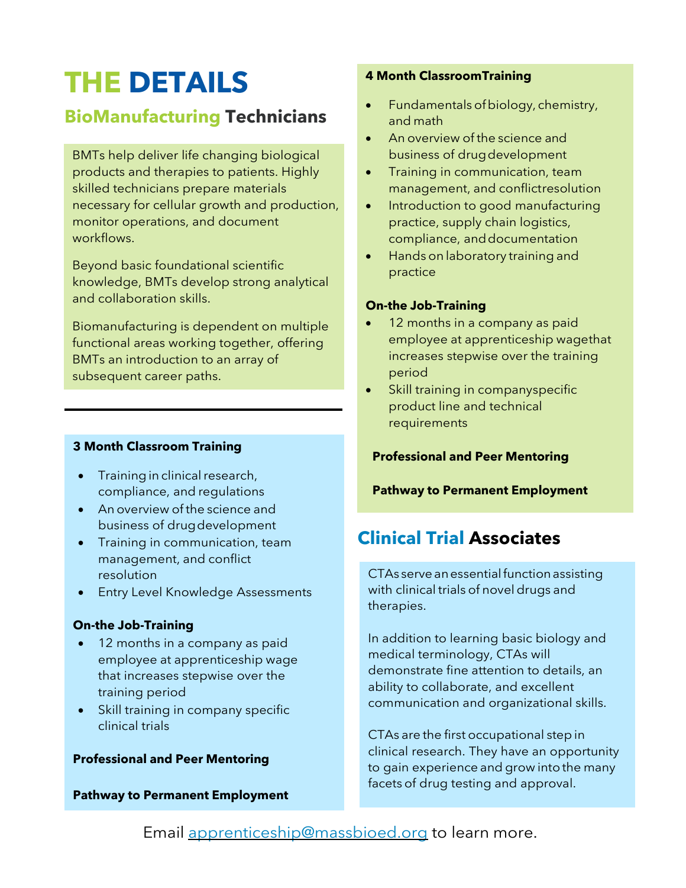# THE DETAILS

## BioManufacturing Technicians

BMTs help deliver life changing biological products and therapies to patients. Highly skilled technicians prepare materials necessary for cellular growth and production, monitor operations, and document workflows.

Beyond basic foundational scientific knowledge, BMTs develop strong analytical and collaboration skills.

Biomanufacturing is dependent on multiple functional areas working together, offering BMTs an introduction to an array of subsequent career paths.

**4 Month ClassroomTraining**

- Fundamentals of biology, chemistry, and math
- An overview of the science and business of drug development
- Training in communication, team management, and conflictresolution
- Introduction to good manufacturing practice, supply chain logistics, compliance, and documentation
- Hands on laboratory training and practice

**On-the Job-Training**

- 12 months in a company as paid employee at apprenticeship wagethat increases stepwise over the training period
- Skill training in companyspecific product line and technical requirements

**Professional and Peer Mentoring**

**Pathway to Permanent Employment**

## Clinical Trial Associates

CTAs serve an essential function assisting with clinical trials of novel drugs and therapies.

In addition to learning basic biology and medical terminology, CTAs will demonstrate fine attention to details, an ability to collaborate, and excellent communication and organizational skills.

CTAs are the first occupational step in clinical research. They have an opportunity to gain experience and grow into the many facets of drug testing and approval.

**3 Month Classroom Training**

- Training in clinical research, compliance, and regulations
- An overview of the science and business of drug development
- Training in communication, team management, and conflict resolution
- Entry Level Knowledge Assessments

**On-the Job-Training**

- 12 months in a company as paid employee at apprenticeship wage that increases stepwise over the training period
- Skill training in company specific clinical trials

**Professional and Peer Mentoring**

**Pathway to Permanent Employment**

Email apprenticeship@massbioed.org to learn more.